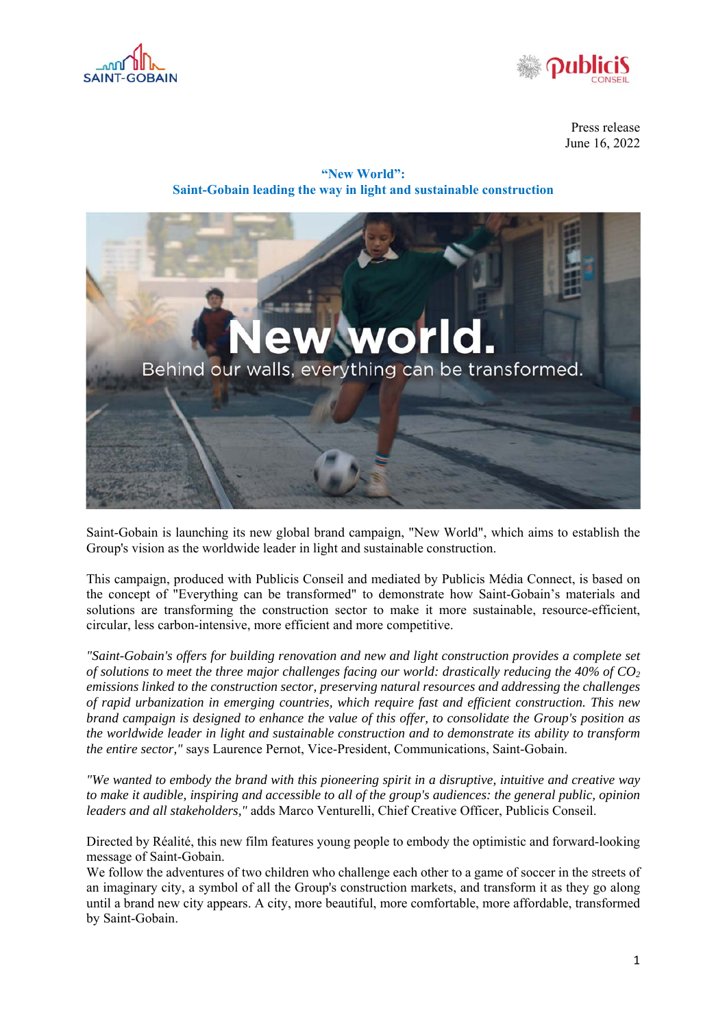Press release
June 16, 2022

## "New World": Saint-Gobain leading the way in light and sustainable construction

Saint-Gobain is launching its new global brand campaign, "New World", which aims to establish the Group's vision as the worldwide leader in light and sustainable construction.

This campaign, produced with Publicis Conseil and mediated by Publicis Média Connect, is based on the concept of "Everything can be transformed" to demonstrate how Saint-Gobain's materials and solutions are transforming the construction sector to make it more sustainable, resource-efficient, circular, less carbon-intensive, more efficient and more competitive.

*"Saint-Gobain's offers for building renovation and new and light construction provides a complete set of solutions to meet the three major challenges facing our world: drastically reducing the 40% of $CO_2$ emissions linked to the construction sector, preserving natural resources and addressing the challenges of rapid urbanization in emerging countries, which require fast and efficient construction. This new brand campaign is designed to enhance the value of this offer, to consolidate the Group's position as the worldwide leader in light and sustainable construction and to demonstrate its ability to transform the entire sector,"* says Laurence Pernot, Vice-President, Communications, Saint-Gobain.

*"We wanted to embody the brand with this pioneering spirit in a disruptive, intuitive and creative way to make it audible, inspiring and accessible to all of the group's audiences: the general public, opinion leaders and all stakeholders,"* adds Marco Venturelli, Chief Creative Officer, Publicis Conseil.

Directed by Réalité, this new film features young people to embody the optimistic and forward-looking message of Saint-Gobain.
We follow the adventures of two children who challenge each other to a game of soccer in the streets of an imaginary city, a symbol of all the Group's construction markets, and transform it as they go along until a brand new city appears. A city, more beautiful, more comfortable, more affordable, transformed by Saint-Gobain.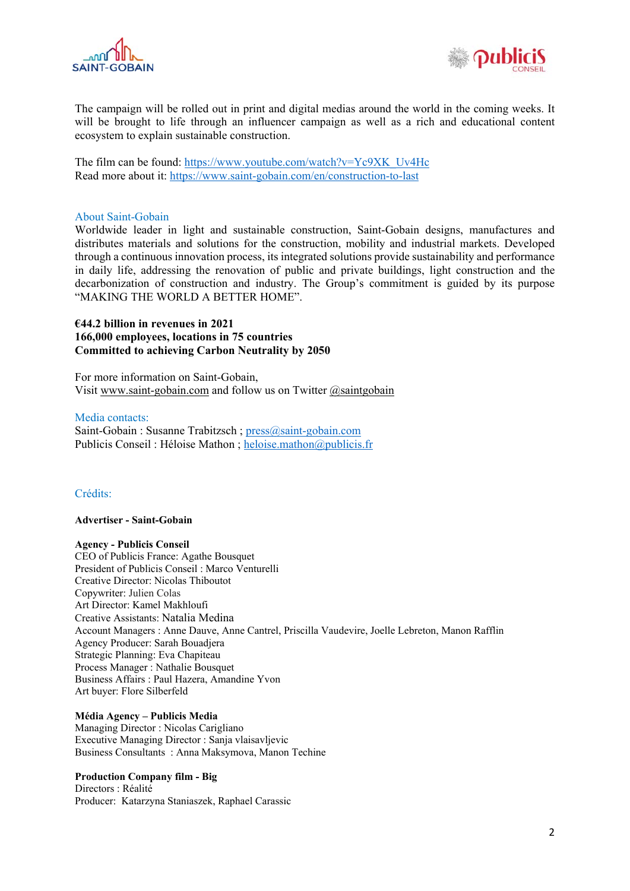The campaign will be rolled out in print and digital medias around the world in the coming weeks. It will be brought to life through an influencer campaign as well as a rich and educational content ecosystem to explain sustainable construction.

The film can be found: https://www.youtube.com/watch?v=Yc9XK_Uv4Hc
Read more about it: https://www.saint-gobain.com/en/construction-to-last

## About Saint-Gobain

Worldwide leader in light and sustainable construction, Saint-Gobain designs, manufactures and distributes materials and solutions for the construction, mobility and industrial markets. Developed through a continuous innovation process, its integrated solutions provide sustainability and performance in daily life, addressing the renovation of public and private buildings, light construction and the decarbonization of construction and industry. The Group's commitment is guided by its purpose "MAKING THE WORLD A BETTER HOME".

**€44.2 billion in revenues in 2021**
**166,000 employees, locations in 75 countries**
**Committed to achieving Carbon Neutrality by 2050**

For more information on Saint-Gobain,
Visit www.saint-gobain.com and follow us on Twitter @saintgobain

## Media contacts:

Saint-Gobain : Susanne Trabitzsch ; press@saint-gobain.com
Publicis Conseil : Héloise Mathon ; heloise.mathon@publicis.fr

## Crédits:

**Advertiser - Saint-Gobain**

**Agency - Publicis Conseil**
CEO of Publicis France: Agathe Bousquet
President of Publicis Conseil : Marco Venturelli
Creative Director: Nicolas Thiboutot
Copywriter: Julien Colas
Art Director: Kamel Makhloufi
Creative Assistants: Natalia Medina
Account Managers : Anne Dauve, Anne Cantrel, Priscilla Vaudevire, Joelle Lebreton, Manon Rafflin
Agency Producer: Sarah Bouadjera
Strategic Planning: Eva Chapiteau
Process Manager : Nathalie Bousquet
Business Affairs : Paul Hazera, Amandine Yvon
Art buyer: Flore Silberfeld

**Média Agency – Publicis Media**
Managing Director : Nicolas Carigliano
Executive Managing Director : Sanja vlaisavljevic
Business Consultants : Anna Maksymova, Manon Techine

**Production Company film - Big**
Directors : Réalité
Producer: Katarzyna Staniaszek, Raphael Carassic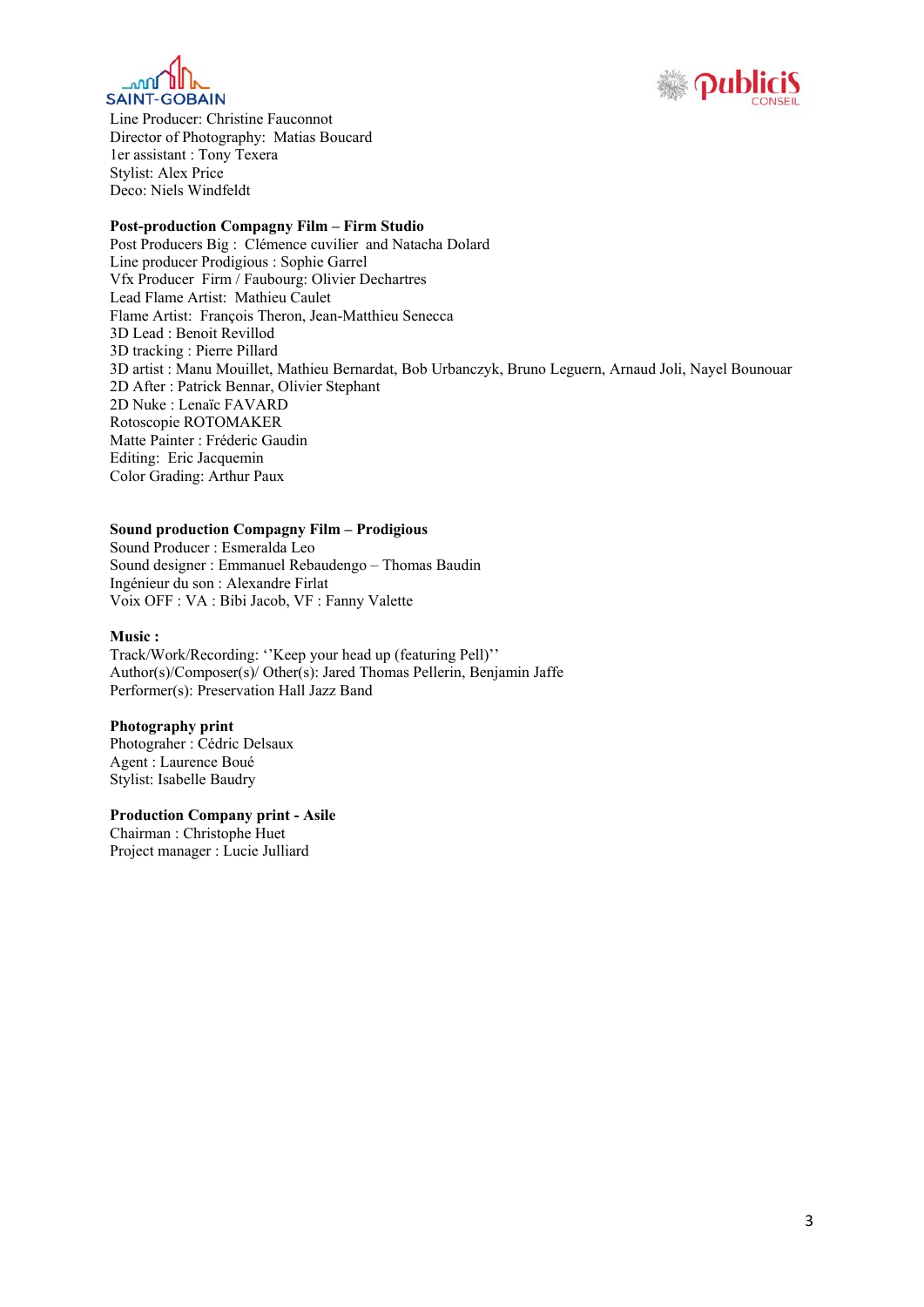Line Producer: Christine Fauconnot
Director of Photography: Matias Boucard
1er assistant : Tony Texera
Stylist: Alex Price
Deco: Niels Windfeldt

**Post-production Compagny Film – Firm Studio**
Post Producers Big : Clémence cuvilier and Natacha Dolard
Line producer Prodigious : Sophie Garrel
Vfx Producer Firm / Faubourg: Olivier Dechartres
Lead Flame Artist: Mathieu Caulet
Flame Artist: François Theron, Jean-Matthieu Senecca
3D Lead : Benoit Revillod
3D tracking : Pierre Pillard
3D artist : Manu Mouillet, Mathieu Bernardat, Bob Urbanczyk, Bruno Leguern, Arnaud Joli, Nayel Bounouar
2D After : Patrick Bennar, Olivier Stephant
2D Nuke : Lenaïc FAVARD
Rotoscopie ROTOMAKER
Matte Painter : Fréderic Gaudin
Editing: Eric Jacquemin
Color Grading: Arthur Paux

**Sound production Compagny Film – Prodigious**
Sound Producer : Esmeralda Leo
Sound designer : Emmanuel Rebaudengo – Thomas Baudin
Ingénieur du son : Alexandre Firlat
Voix OFF : VA : Bibi Jacob, VF : Fanny Valette

**Music :**
Track/Work/Recording: ‘’Keep your head up (featuring Pell)’’
Author(s)/Composer(s)/ Other(s): Jared Thomas Pellerin, Benjamin Jaffe
Performer(s): Preservation Hall Jazz Band

**Photography print**
Photograher : Cédric Delsaux
Agent : Laurence Boué
Stylist: Isabelle Baudry

**Production Company print - Asile**
Chairman : Christophe Huet
Project manager : Lucie Julliard